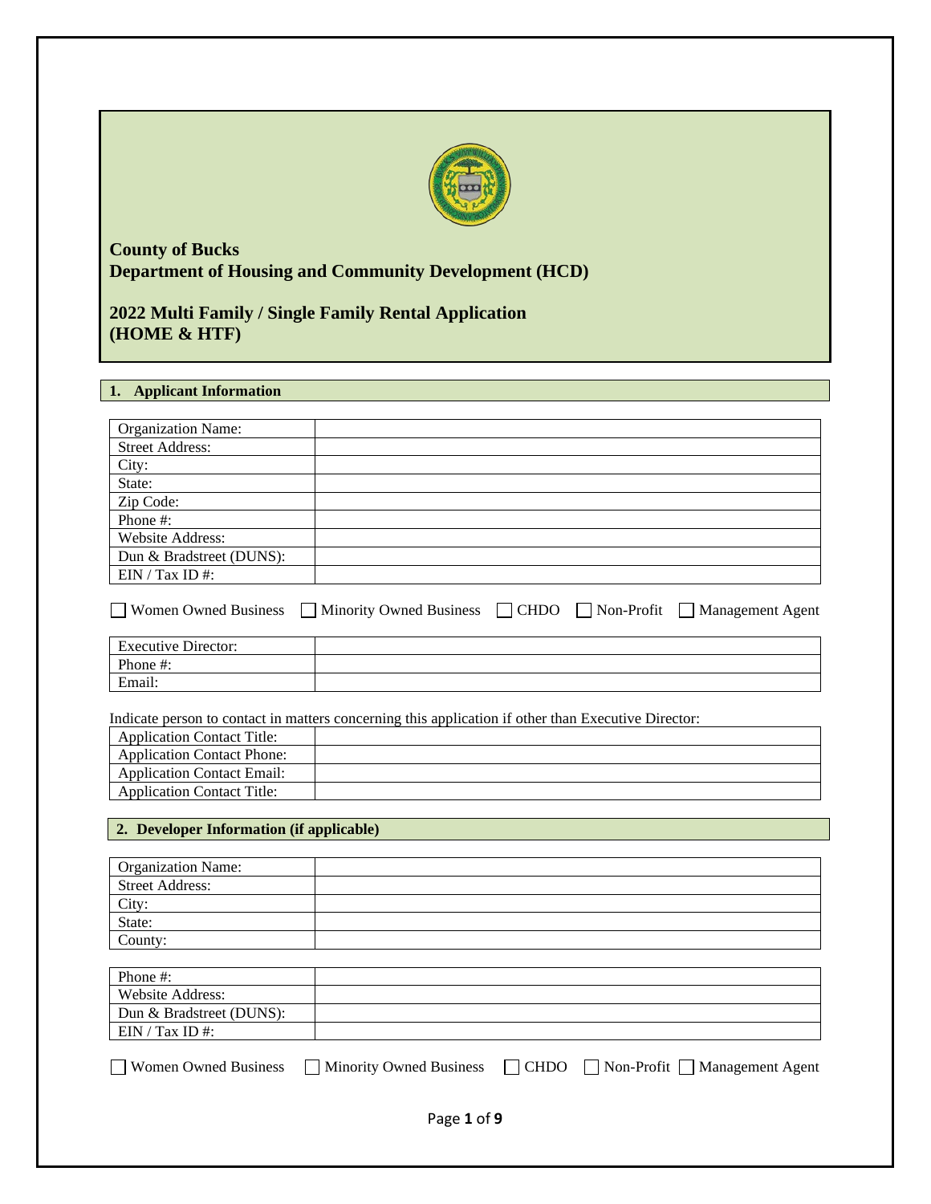**County of Bucks**
**Department of Housing and Community Development (HCD)**

**2022 Multi Family / Single Family Rental Application (HOME & HTF)**

## 1. Applicant Information

| | |
|---|---|
| Organization Name: | |
| Street Address: | |
| City: | |
| State: | |
| Zip Code: | |
| Phone #: | |
| Website Address: | |
| Dun & Bradstreet (DUNS): | |
| EIN / Tax ID #: | |

☐ Women Owned Business ☐ Minority Owned Business ☐ CHDO ☐ Non-Profit ☐ Management Agent

| | |
|---|---|
| Executive Director: | |
| Phone #: | |
| Email: | |

Indicate person to contact in matters concerning this application if other than Executive Director:

| | |
|---|---|
| Application Contact Title: | |
| Application Contact Phone: | |
| Application Contact Email: | |
| Application Contact Title: | |

## 2. Developer Information (if applicable)

| | |
|---|---|
| Organization Name: | |
| Street Address: | |
| City: | |
| State: | |
| County: | |

| | |
|---|---|
| Phone #: | |
| Website Address: | |
| Dun & Bradstreet (DUNS): | |
| EIN / Tax ID #: | |

☐ Women Owned Business ☐ Minority Owned Business ☐ CHDO ☐ Non-Profit ☐ Management Agent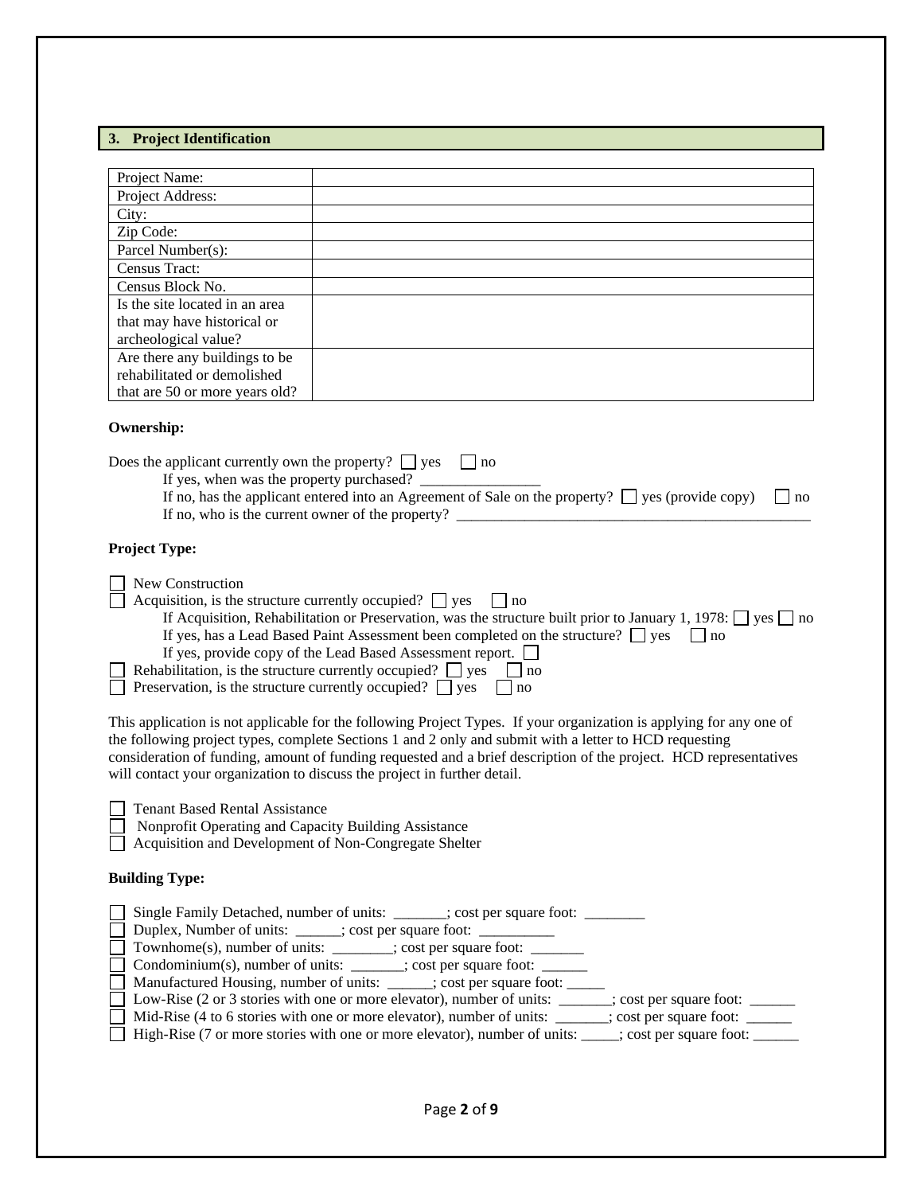## 3. Project Identification

| Project Name: | |
|---|---|
| Project Address: | |
| City: | |
| Zip Code: | |
| Parcel Number(s): | |
| Census Tract: | |
| Census Block No. | |
| Is the site located in an area that may have historical or archeological value? | |
| Are there any buildings to be rehabilitated or demolished that are 50 or more years old? | |

**Ownership:**

Does the applicant currently own the property? ☐ yes ☐ no

If yes, when was the property purchased? \_\_\_\_\_\_\_\_\_\_\_\_\_\_\_\_

If no, has the applicant entered into an Agreement of Sale on the property? ☐ yes (provide copy) ☐ no

If no, who is the current owner of the property? \_\_\_\_\_\_\_\_\_\_\_\_\_\_\_\_\_\_\_\_\_\_\_\_\_\_\_\_\_\_\_\_\_\_\_\_\_\_\_\_\_\_\_\_\_\_\_\_

**Project Type:**

☐ New Construction

☐ Acquisition, is the structure currently occupied? ☐ yes ☐ no

If Acquisition, Rehabilitation or Preservation, was the structure built prior to January 1, 1978: ☐ yes ☐ no

If yes, has a Lead Based Paint Assessment been completed on the structure? ☐ yes ☐ no

If yes, provide copy of the Lead Based Assessment report. ☐

☐ Rehabilitation, is the structure currently occupied? ☐ yes ☐ no

☐ Preservation, is the structure currently occupied? ☐ yes ☐ no

This application is not applicable for the following Project Types. If your organization is applying for any one of the following project types, complete Sections 1 and 2 only and submit with a letter to HCD requesting consideration of funding, amount of funding requested and a brief description of the project. HCD representatives will contact your organization to discuss the project in further detail.

☐ Tenant Based Rental Assistance

☐ Nonprofit Operating and Capacity Building Assistance

☐ Acquisition and Development of Non-Congregate Shelter

**Building Type:**

☐ Single Family Detached, number of units: \_\_\_\_\_\_\_; cost per square foot: \_\_\_\_\_\_\_\_

☐ Duplex, Number of units: \_\_\_\_\_\_; cost per square foot: \_\_\_\_\_\_\_\_\_\_

☐ Townhome(s), number of units: \_\_\_\_\_\_\_\_; cost per square foot: \_\_\_\_\_\_\_

☐ Condominium(s), number of units: \_\_\_\_\_\_\_; cost per square foot: \_\_\_\_\_\_

☐ Manufactured Housing, number of units: \_\_\_\_\_\_; cost per square foot: \_\_\_\_\_

☐ Low-Rise (2 or 3 stories with one or more elevator), number of units: \_\_\_\_\_\_\_; cost per square foot: \_\_\_\_\_\_

☐ Mid-Rise (4 to 6 stories with one or more elevator), number of units: \_\_\_\_\_\_\_; cost per square foot: \_\_\_\_\_\_

☐ High-Rise (7 or more stories with one or more elevator), number of units: \_\_\_\_\_; cost per square foot: \_\_\_\_\_\_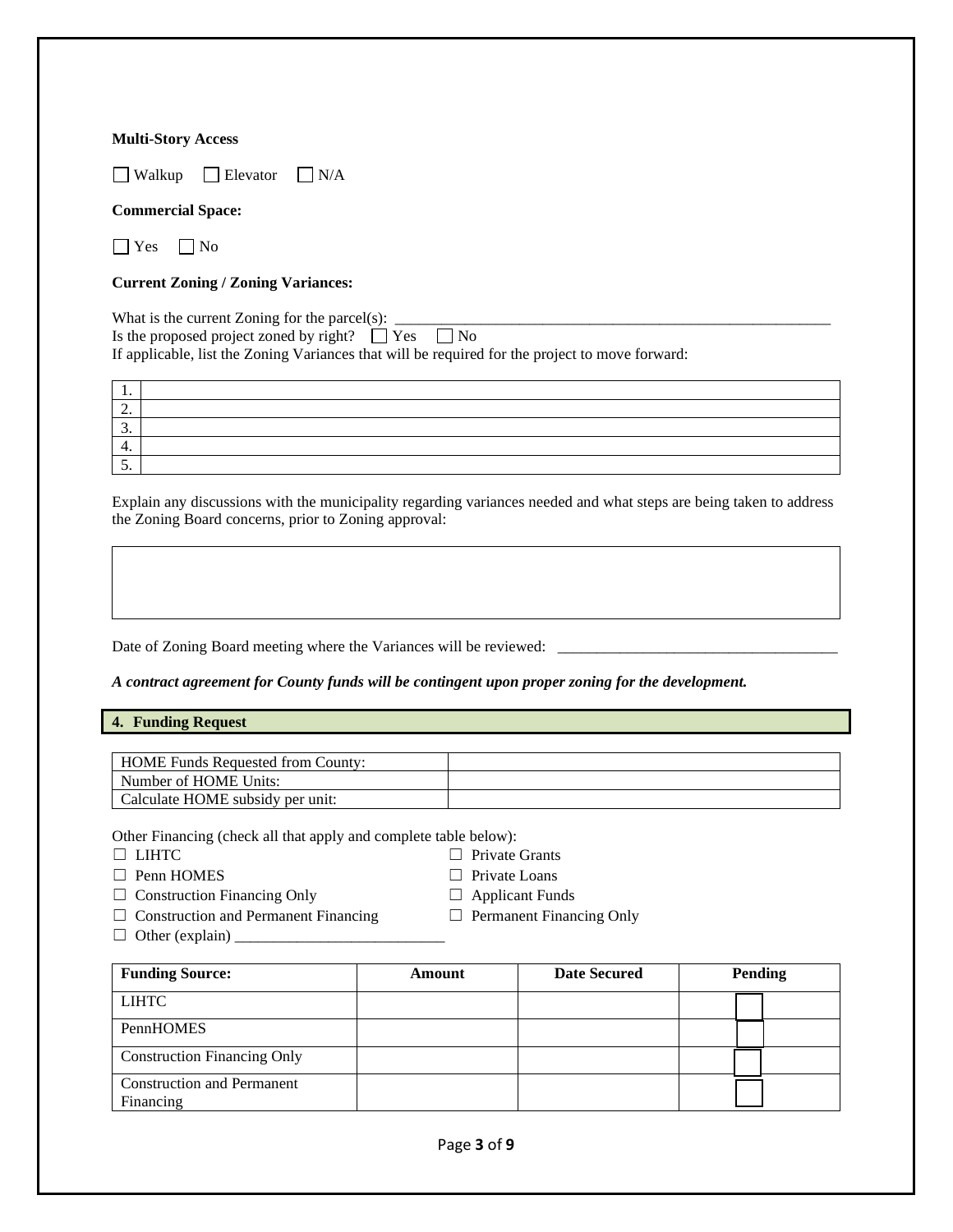**Multi-Story Access**

☐ Walkup ☐ Elevator ☐ N/A

**Commercial Space:**

☐ Yes ☐ No

**Current Zoning / Zoning Variances:**

What is the current Zoning for the parcel(s): ___________________________________________________________

Is the proposed project zoned by right? ☐ Yes ☐ No

If applicable, list the Zoning Variances that will be required for the project to move forward:

| | |
|---|---|
| 1. | |
| 2. | |
| 3. | |
| 4. | |
| 5. | |

Explain any discussions with the municipality regarding variances needed and what steps are being taken to address the Zoning Board concerns, prior to Zoning approval:

| |
|---|
| |

Date of Zoning Board meeting where the Variances will be reviewed: ____________________________________

***A contract agreement for County funds will be contingent upon proper zoning for the development.***

## 4. Funding Request

| | |
|---|---|
| HOME Funds Requested from County: | |
| Number of HOME Units: | |
| Calculate HOME subsidy per unit: | |

Other Financing (check all that apply and complete table below):

☐ LIHTC

☐ Penn HOMES

☐ Construction Financing Only

☐ Construction and Permanent Financing

☐ Other (explain) ___________________________

☐ Private Grants

☐ Private Loans

☐ Applicant Funds

☐ Permanent Financing Only

| Funding Source: | Amount | Date Secured | Pending |
|---|---|---|---|
| LIHTC | | | ☐ |
| PennHOMES | | | ☐ |
| Construction Financing Only | | | ☐ |
| Construction and Permanent Financing | | | ☐ |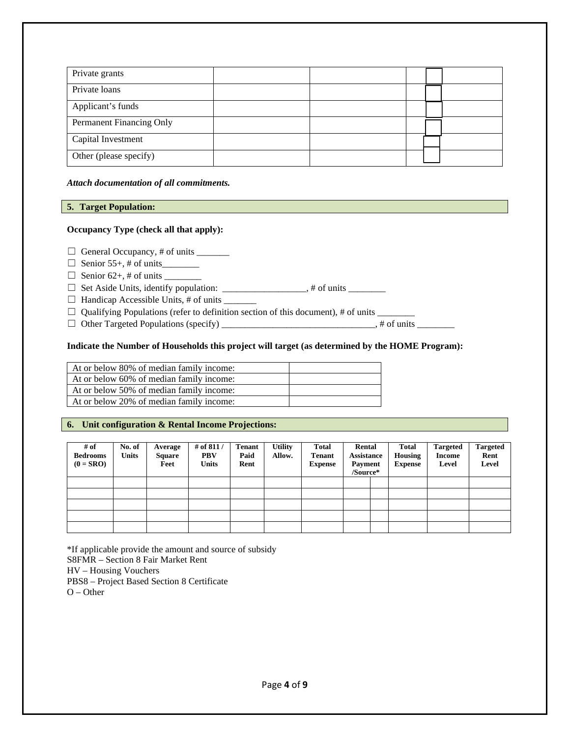| Private grants | | | ☐ |
|---|---|---|---|
| Private loans | | | ☐ |
| Applicant's funds | | | ☐ |
| Permanent Financing Only | | | ☐ |
| Capital Investment | | | ☐ |
| Other (please specify) | | | ☐ |

***Attach documentation of all commitments.***

## 5. Target Population:

**Occupancy Type (check all that apply):**

☐ General Occupancy, # of units _______
☐ Senior 55+, # of units________
☐ Senior 62+, # of units ________
☐ Set Aside Units, identify population: _________________, # of units ________
☐ Handicap Accessible Units, # of units _______
☐ Qualifying Populations (refer to definition section of this document), # of units ________
☐ Other Targeted Populations (specify) ________________________________, # of units ________

**Indicate the Number of Households this project will target (as determined by the HOME Program):**

| At or below 80% of median family income: | |
|---|---|
| At or below 60% of median family income: | |
| At or below 50% of median family income: | |
| At or below 20% of median family income: | |

## 6. Unit configuration & Rental Income Projections:

| # of Bedrooms (0 = SRO) | No. of Units | Average Square Feet | # of 811 / PBV Units | Tenant Paid Rent | Utility Allow. | Total Tenant Expense | Rental Assistance Payment /Source* | | Total Housing Expense | Targeted Income Level | Targeted Rent Level |
|---|---|---|---|---|---|---|---|---|---|---|---|
| | | | | | | | | | | | |
| | | | | | | | | | | | |
| | | | | | | | | | | | |
| | | | | | | | | | | | |
| | | | | | | | | | | | |

*If applicable provide the amount and source of subsidy
S8FMR – Section 8 Fair Market Rent
HV – Housing Vouchers
PBS8 – Project Based Section 8 Certificate
O – Other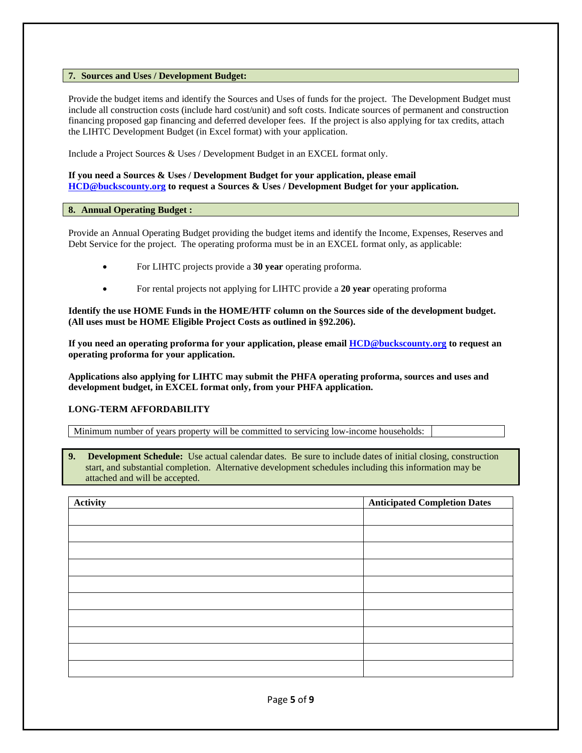## 7. Sources and Uses / Development Budget:

Provide the budget items and identify the Sources and Uses of funds for the project. The Development Budget must include all construction costs (include hard cost/unit) and soft costs. Indicate sources of permanent and construction financing proposed gap financing and deferred developer fees. If the project is also applying for tax credits, attach the LIHTC Development Budget (in Excel format) with your application.

Include a Project Sources & Uses / Development Budget in an EXCEL format only.

**If you need a Sources & Uses / Development Budget for your application, please email HCD@buckscounty.org to request a Sources & Uses / Development Budget for your application.**

## 8. Annual Operating Budget :

Provide an Annual Operating Budget providing the budget items and identify the Income, Expenses, Reserves and Debt Service for the project. The operating proforma must be in an EXCEL format only, as applicable:

- For LIHTC projects provide a **30 year** operating proforma.
- For rental projects not applying for LIHTC provide a **20 year** operating proforma

**Identify the use HOME Funds in the HOME/HTF column on the Sources side of the development budget. (All uses must be HOME Eligible Project Costs as outlined in §92.206).**

**If you need an operating proforma for your application, please email HCD@buckscounty.org to request an operating proforma for your application.**

**Applications also applying for LIHTC may submit the PHFA operating proforma, sources and uses and development budget, in EXCEL format only, from your PHFA application.**

**LONG-TERM AFFORDABILITY**

| Minimum number of years property will be committed to servicing low-income households: | |
|---|---|

## 9. Development Schedule:

Use actual calendar dates. Be sure to include dates of initial closing, construction start, and substantial completion. Alternative development schedules including this information may be attached and will be accepted.

| Activity | Anticipated Completion Dates |
|---|---|
| | |
| | |
| | |
| | |
| | |
| | |
| | |
| | |
| | |
| | |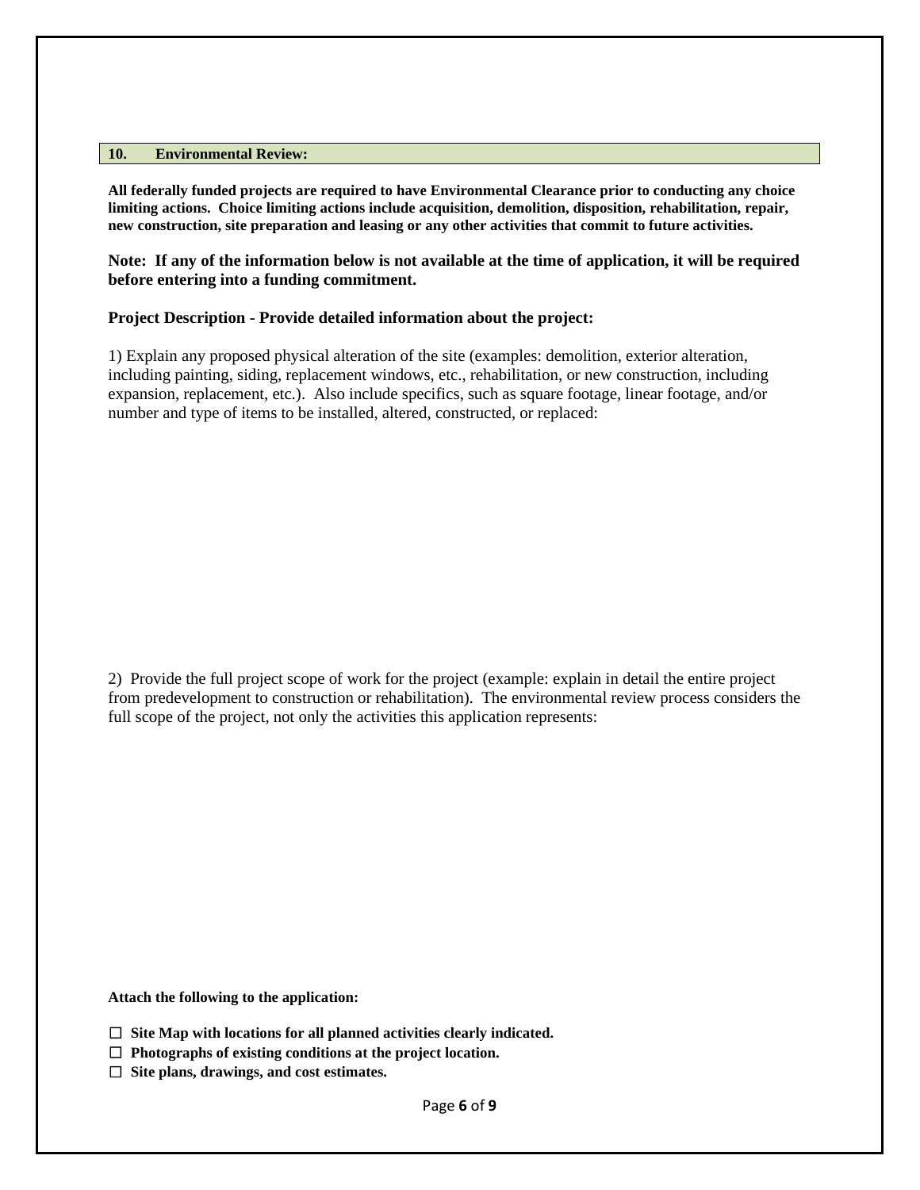## 10. Environmental Review:

**All federally funded projects are required to have Environmental Clearance prior to conducting any choice limiting actions. Choice limiting actions include acquisition, demolition, disposition, rehabilitation, repair, new construction, site preparation and leasing or any other activities that commit to future activities.**

**Note: If any of the information below is not available at the time of application, it will be required before entering into a funding commitment.**

**Project Description - Provide detailed information about the project:**

1) Explain any proposed physical alteration of the site (examples: demolition, exterior alteration, including painting, siding, replacement windows, etc., rehabilitation, or new construction, including expansion, replacement, etc.). Also include specifics, such as square footage, linear footage, and/or number and type of items to be installed, altered, constructed, or replaced:

2) Provide the full project scope of work for the project (example: explain in detail the entire project from predevelopment to construction or rehabilitation). The environmental review process considers the full scope of the project, not only the activities this application represents:

**Attach the following to the application:**

- ☐ **Site Map with locations for all planned activities clearly indicated.**
- ☐ **Photographs of existing conditions at the project location.**
- ☐ **Site plans, drawings, and cost estimates.**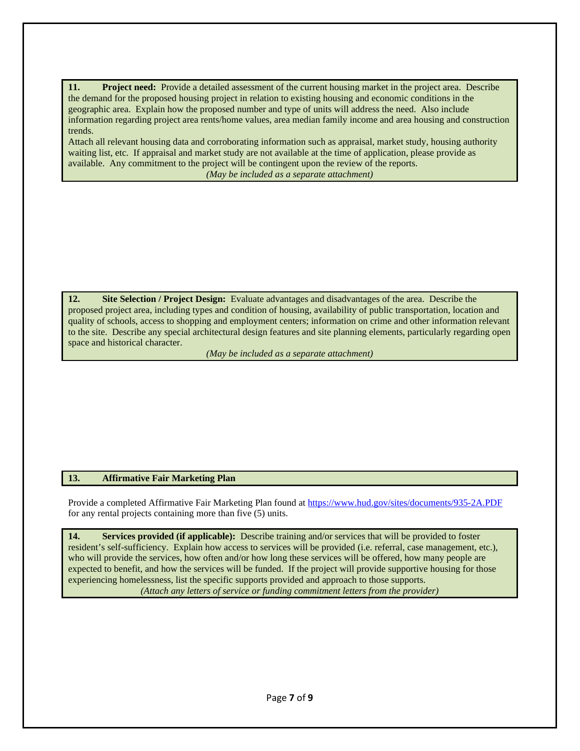**11. Project need:** Provide a detailed assessment of the current housing market in the project area. Describe the demand for the proposed housing project in relation to existing housing and economic conditions in the geographic area. Explain how the proposed number and type of units will address the need. Also include information regarding project area rents/home values, area median family income and area housing and construction trends.

Attach all relevant housing data and corroborating information such as appraisal, market study, housing authority waiting list, etc. If appraisal and market study are not available at the time of application, please provide as available. Any commitment to the project will be contingent upon the review of the reports.

*(May be included as a separate attachment)*

**12. Site Selection / Project Design:** Evaluate advantages and disadvantages of the area. Describe the proposed project area, including types and condition of housing, availability of public transportation, location and quality of schools, access to shopping and employment centers; information on crime and other information relevant to the site. Describe any special architectural design features and site planning elements, particularly regarding open space and historical character.

*(May be included as a separate attachment)*

**13. Affirmative Fair Marketing Plan**

Provide a completed Affirmative Fair Marketing Plan found at https://www.hud.gov/sites/documents/935-2A.PDF for any rental projects containing more than five (5) units.

**14. Services provided (if applicable):** Describe training and/or services that will be provided to foster resident's self-sufficiency. Explain how access to services will be provided (i.e. referral, case management, etc.), who will provide the services, how often and/or how long these services will be offered, how many people are expected to benefit, and how the services will be funded. If the project will provide supportive housing for those experiencing homelessness, list the specific supports provided and approach to those supports.

*(Attach any letters of service or funding commitment letters from the provider)*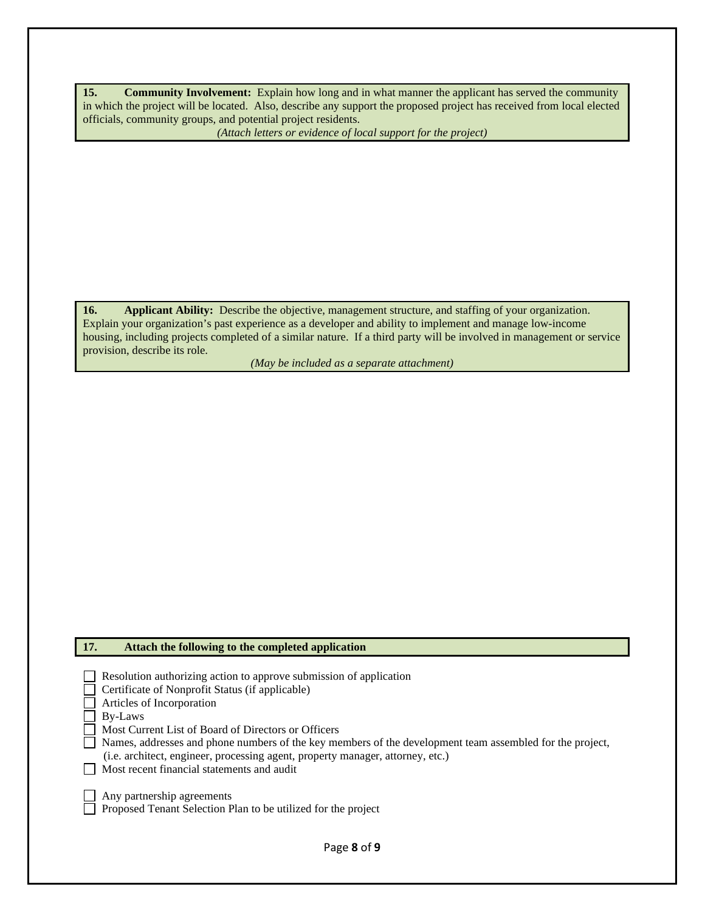**15. Community Involvement:** Explain how long and in what manner the applicant has served the community in which the project will be located. Also, describe any support the proposed project has received from local elected officials, community groups, and potential project residents.

*(Attach letters or evidence of local support for the project)*

**16. Applicant Ability:** Describe the objective, management structure, and staffing of your organization. Explain your organization's past experience as a developer and ability to implement and manage low-income housing, including projects completed of a similar nature. If a third party will be involved in management or service provision, describe its role.

*(May be included as a separate attachment)*

**17. Attach the following to the completed application**

- ☐ Resolution authorizing action to approve submission of application
- ☐ Certificate of Nonprofit Status (if applicable)
- ☐ Articles of Incorporation
- ☐ By-Laws
- ☐ Most Current List of Board of Directors or Officers
- ☐ Names, addresses and phone numbers of the key members of the development team assembled for the project, (i.e. architect, engineer, processing agent, property manager, attorney, etc.)
- ☐ Most recent financial statements and audit
- ☐ Any partnership agreements
- ☐ Proposed Tenant Selection Plan to be utilized for the project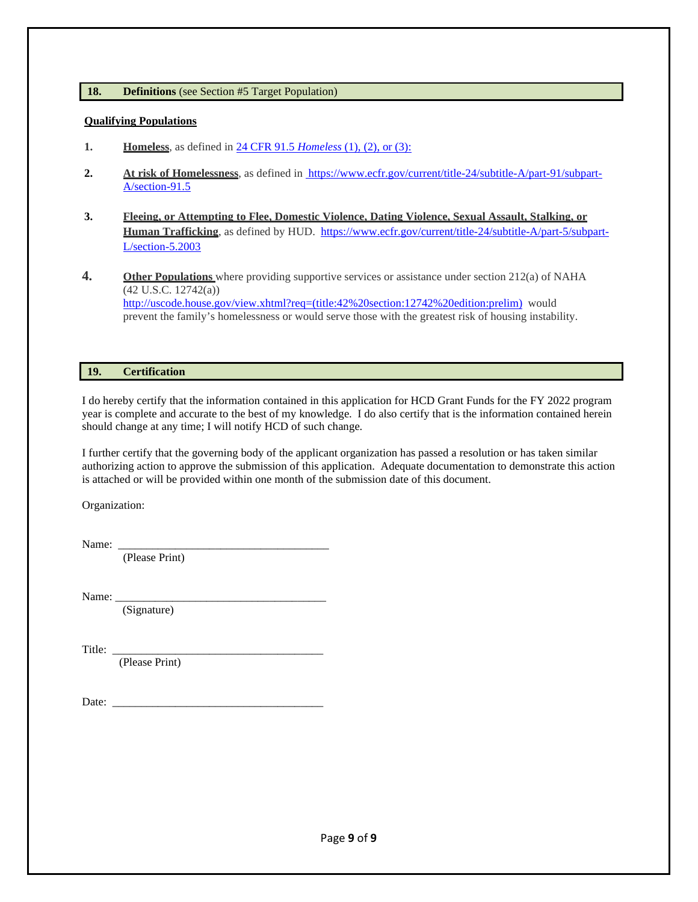## 18. **Definitions** (see Section #5 Target Population)

**Qualifying Populations**

1. **Homeless**, as defined in 24 CFR 91.5 *Homeless* (1), (2), or (3):

2. **At risk of Homelessness**, as defined in https://www.ecfr.gov/current/title-24/subtitle-A/part-91/subpart-A/section-91.5

3. **Fleeing, or Attempting to Flee, Domestic Violence, Dating Violence, Sexual Assault, Stalking, or Human Trafficking**, as defined by HUD. https://www.ecfr.gov/current/title-24/subtitle-A/part-5/subpart-L/section-5.2003

4. **Other Populations** where providing supportive services or assistance under section 212(a) of NAHA (42 U.S.C. 12742(a)) http://uscode.house.gov/view.xhtml?req=(title:42%20section:12742%20edition:prelim) would prevent the family's homelessness or would serve those with the greatest risk of housing instability.

## 19. **Certification**

I do hereby certify that the information contained in this application for HCD Grant Funds for the FY 2022 program year is complete and accurate to the best of my knowledge. I do also certify that is the information contained herein should change at any time; I will notify HCD of such change.

I further certify that the governing body of the applicant organization has passed a resolution or has taken similar authorizing action to approve the submission of this application. Adequate documentation to demonstrate this action is attached or will be provided within one month of the submission date of this document.

Organization:

Name: ______________________________________
(Please Print)

Name: ______________________________________
(Signature)

Title: ______________________________________
(Please Print)

Date: ______________________________________